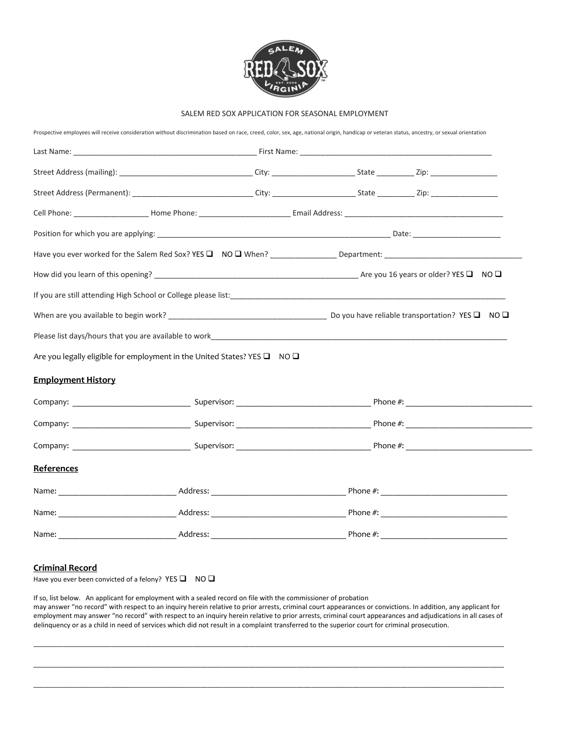SALEM RED SOX APPLICATION FOR SEASONAL EMPLOYMENT

Prospective employees will receive consideration without discrimination based on race, creed, color, sex, age, national origin, handicap or veteran status, ancestry, or sexual orientation

Last Name: ____________________________________________ First Name: ______________________________________________

Street Address (mailing): _______________________________ City: ____________________ State _________ Zip: ________________

Street Address (Permanent): _____________________________ City: ____________________ State _________ Zip: ________________

Cell Phone: __________________ Home Phone: ______________________ Email Address: ______________________________________

Position for which you are applying: _________________________________________________________ Date: _____________________

Have you ever worked for the Salem Red Sox? YES ❑ NO ❑ When? _______________ Department: _________________________________

How did you learn of this opening? ________________________________________________ Are you 16 years or older? YES ❑ NO ❑

If you are still attending High School or College please list: _________________________________________________________________

When are you available to begin work? ______________________________________ Do you have reliable transportation? YES ❑ NO ❑

Please list days/hours that you are available to work _________________________________________________________________________

Are you legally eligible for employment in the United States? YES ❑ NO ❑

## Employment History

Company: ___________________________ Supervisor: _______________________________ Phone #: _____________________________

Company: ___________________________ Supervisor: _______________________________ Phone #: _____________________________

Company: ___________________________ Supervisor: _______________________________ Phone #: _____________________________

## References

Name: ___________________________ Address: _______________________________ Phone #: _____________________________

Name: ___________________________ Address: _______________________________ Phone #: _____________________________

Name: ___________________________ Address: _______________________________ Phone #: _____________________________

## Criminal Record

Have you ever been convicted of a felony? YES ❑ NO ❑

If so, list below. An applicant for employment with a sealed record on file with the commissioner of probation may answer "no record" with respect to an inquiry herein relative to prior arrests, criminal court appearances or convictions. In addition, any applicant for employment may answer "no record" with respect to an inquiry herein relative to prior arrests, criminal court appearances and adjudications in all cases of delinquency or as a child in need of services which did not result in a complaint transferred to the superior court for criminal prosecution.

_____________________________________________________________________________________________________________

_____________________________________________________________________________________________________________

_____________________________________________________________________________________________________________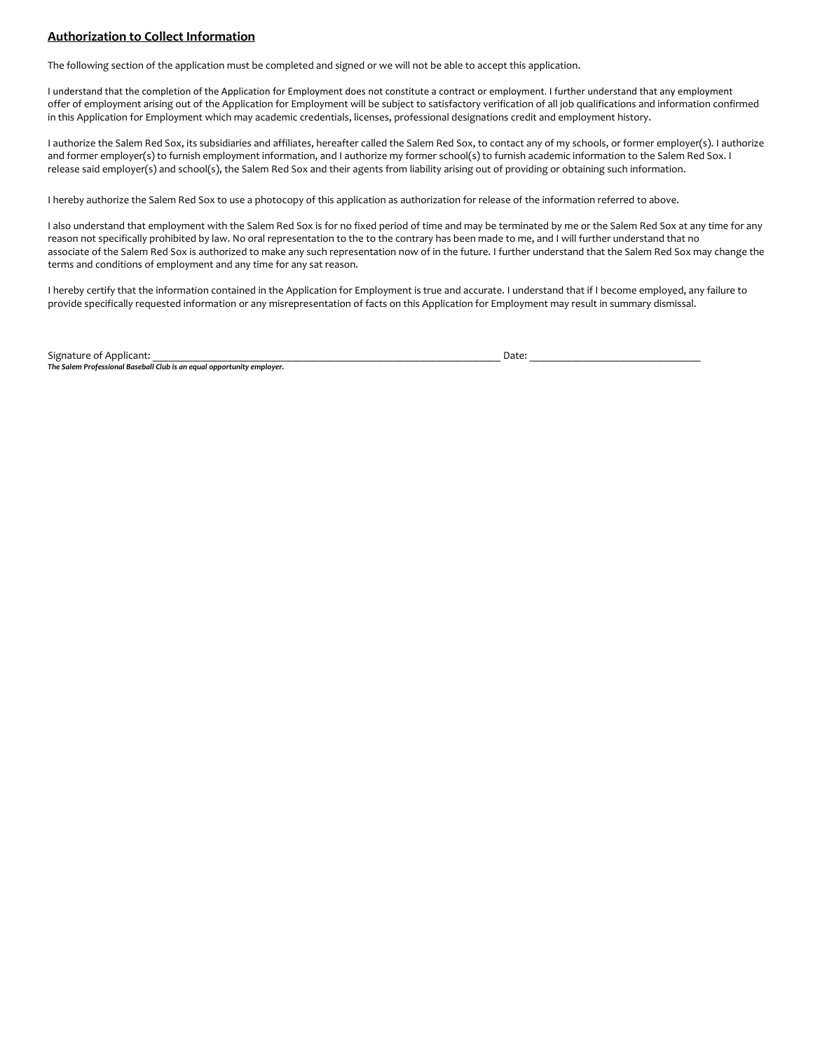## Authorization to Collect Information

The following section of the application must be completed and signed or we will not be able to accept this application.

I understand that the completion of the Application for Employment does not constitute a contract or employment. I further understand that any employment offer of employment arising out of the Application for Employment will be subject to satisfactory verification of all job qualifications and information confirmed in this Application for Employment which may academic credentials, licenses, professional designations credit and employment history.

I authorize the Salem Red Sox, its subsidiaries and affiliates, hereafter called the Salem Red Sox, to contact any of my schools, or former employer(s). I authorize and former employer(s) to furnish employment information, and I authorize my former school(s) to furnish academic information to the Salem Red Sox. I release said employer(s) and school(s), the Salem Red Sox and their agents from liability arising out of providing or obtaining such information.

I hereby authorize the Salem Red Sox to use a photocopy of this application as authorization for release of the information referred to above.

I also understand that employment with the Salem Red Sox is for no fixed period of time and may be terminated by me or the Salem Red Sox at any time for any reason not specifically prohibited by law. No oral representation to the to the contrary has been made to me, and I will further understand that no associate of the Salem Red Sox is authorized to make any such representation now of in the future. I further understand that the Salem Red Sox may change the terms and conditions of employment and any time for any sat reason.

I hereby certify that the information contained in the Application for Employment is true and accurate. I understand that if I become employed, any failure to provide specifically requested information or any misrepresentation of facts on this Application for Employment may result in summary dismissal.

Signature of Applicant: ______________________________________________________________________ Date: _________________________________

***The Salem Professional Baseball Club is an equal opportunity employer.***